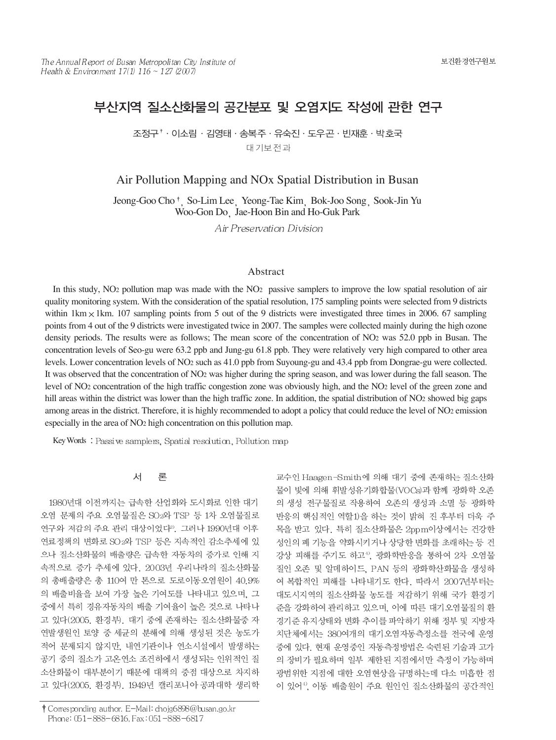# 부산지역 질소산화물의 공간분포 및 오염지도 작성에 관한 연구

조정구[†] · 이소림 · 김영태 · 송복주 · 유숙진 · 도우곤 · 빈재훈 · 박호국

대기보전과

# Air Pollution Mapping and NOx Spatial Distribution in Busan

Jeong-Goo Cho[†], So-Lim Lee, Yeong-Tae Kim, Bok-Joo Song, Sook-Jin Yu, Woo-Gon Do, Jae-Hoon Bin and Ho-Guk Park

*Air Preservation Division*

## Abstract

In this study, $NO_2$ pollution map was made with the $NO_2$ passive samplers to improve the low spatial resolution of air quality monitoring system. With the consideration of the spatial resolution, 175 sampling points were selected from 9 districts within 1km × 1km. 107 sampling points from 5 out of the 9 districts were investigated three times in 2006. 67 sampling points from 4 out of the 9 districts were investigated twice in 2007. The samples were collected mainly during the high ozone density periods. The results were as follows; The mean score of the concentration of $NO_2$ was 52.0 ppb in Busan. The concentration levels of Seo-gu were 63.2 ppb and Jung-gu 61.8 ppb. They were relatively very high compared to other area levels. Lower concentration levels of $NO_2$ such as 41.0 ppb from Suyoung-gu and 43.4 ppb from Dongrae-gu were collected. It was observed that the concentration of $NO_2$ was higher during the spring season, and was lower during the fall season. The level of $NO_2$ concentration of the high traffic congestion zone was obviously high, and the $NO_2$ level of the green zone and hill areas within the district was lower than the high traffic zone. In addition, the spatial distribution of $NO_2$ showed big gaps among areas in the district. Therefore, it is highly recommended to adopt a policy that could reduce the level of $NO_2$ emission especially in the area of $NO_2$ high concentration on this pollution map.

Key Words : Passive samplers, Spatial resolution, Pollution map

## 서 론

1980년대 이전까지는 급속한 산업화와 도시화로 인한 대기오염 문제의 주요 오염물질은 $SO_2$와 TSP 등 1차 오염물질로 연구와 저감의 주요 관리 대상이었다[2]. 그러나 1990년대 이후 연료정책의 변화로 $SO_2$와 TSP 등은 지속적인 감소추세에 있으나 질소산화물의 배출량은 급속한 자동차의 증가로 인해 지속적으로 증가 추세에 있다. 2003년 우리나라의 질소산화물의 총배출량은 총 110여 만 톤으로 도로이동오염원이 40.9%의 배출비율을 보여 가장 높은 기여도를 나타내고 있으며, 그 중에서 특히 경유자동차의 배출 기여율이 높은 것으로 나타나고 있다(2005. 환경부). 대기 중에 존재하는 질소산화물중 자연발생원인 토양 중 세균의 분해에 의해 생성된 것은 농도가 적어 문제되지 않지만, 내연기관이나 연소시설에서 발생하는 공기 중의 질소가 고온연소 조건하에서 생성되는 인위적인 질소산화물이 대부분이기 때문에 대책의 중점 대상으로 차지하고 있다(2005. 환경부). 1949년 캘리포니아 공과대학 생리학 교수인 Haagen-Smith에 의해 대기 중에 존재하는 질소산화물이 빛에 의해 휘발성유기화합물(VOCs)과 함께 광화학 오존의 생성 전구물질로 작용하여 오존의 생성과 소멸 등 광화학 반응의 핵심적인 역할1)을 하는 것이 밝혀 진 후부터 더욱 주목을 받고 있다. 특히 질소산화물은 2ppm이상에서는 건강한 성인의 폐 기능을 약화시키거나 상당한 변화를 초래하는 등 건강상 피해를 주기도 하고[4], 광화학반응을 통하여 2차 오염물질인 오존 및 알데하이드, PAN 등의 광화학산화물을 생성하여 복합적인 피해를 나타내기도 한다. 따라서 2007년부터는 대도시지역의 질소산화물 농도를 저감하기 위해 국가 환경기준을 강화하여 관리하고 있으며, 이에 따른 대기오염물질의 환경기준 유지상태와 변화 추이를 파악하기 위해 정부 및 지방자치단체에서는 380여개의 대기오염자동측정소를 전국에 운영 중에 있다. 현재 운영중인 자동측정방법은 숙련된 기술과 고가의 장비가 필요하며 일부 제한된 지점에서만 측정이 가능하며 광범위한 지점에 대한 오염현상을 규명하는데 다소 미흡한 점이 있어[4], 이동 배출원이 주요 원인인 질소산화물의 공간적인

---

† Corresponding author. E-Mail: chojg6898@busan.go.kr
Phone: 051-888-6816, Fax: 051-888-6817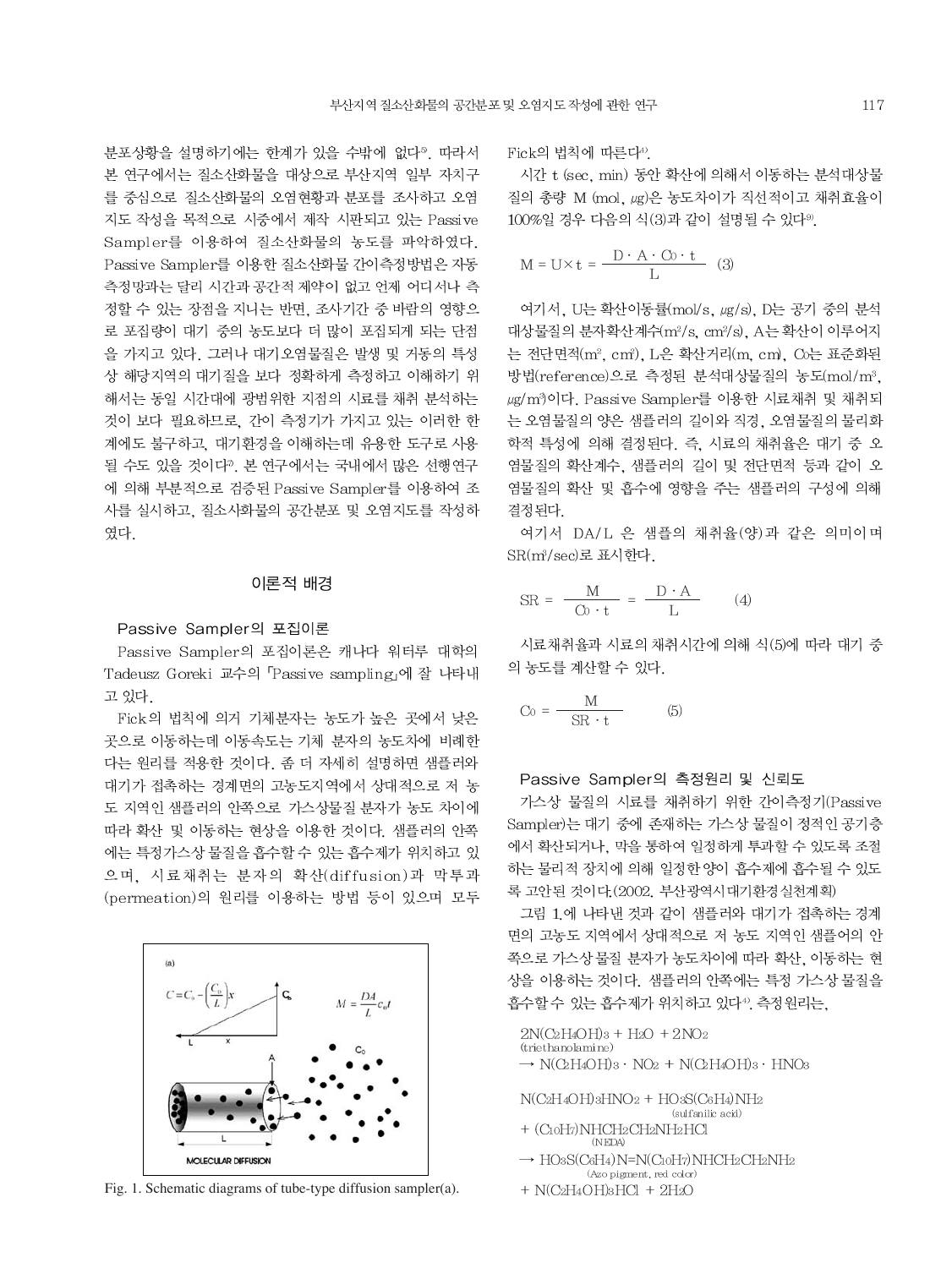분포상황을 설명하기에는 한계가 있을 수밖에 없다[5]. 따라서 본 연구에서는 질소산화물을 대상으로 부산지역 일부 자치구를 중심으로 질소산화물의 오염현황과 분포를 조사하고 오염지도 작성을 목적으로 시중에서 제작 시판되고 있는 Passive Sampler를 이용하여 질소산화물의 농도를 파악하였다. Passive Sampler를 이용한 질소산화물 간이측정방법은 자동측정망과는 달리 시간과 공간적 제약이 없고 언제 어디서나 측정할 수 있는 장점을 지니는 반면, 조사기간 중 바람의 영향으로 포집량이 대기 중의 농도보다 더 많이 포집되게 되는 단점을 가지고 있다. 그러나 대기오염물질은 발생 및 거동의 특성상 해당지역의 대기질을 보다 정확하게 측정하고 이해하기 위해서는 동일 시간대에 광범위한 지점의 시료를 채취 분석하는 것이 보다 필요하므로, 간이 측정기가 가지고 있는 이러한 한계에도 불구하고, 대기환경을 이해하는데 유용한 도구로 사용될 수도 있을 것이다[3]. 본 연구에서는 국내에서 많은 선행연구에 의해 부분적으로 검증된 Passive Sampler를 이용하여 조사를 실시하고, 질소사화물의 공간분포 및 오염지도를 작성하였다.

## 이론적 배경

### Passive Sampler의 포집이론

Passive Sampler의 포집이론은 캐나다 워터루 대학의 Tadeusz Goreki 교수의 「Passive sampling」에 잘 나타내고 있다.

Fick의 법칙에 의거 기체분자는 농도가 높은 곳에서 낮은 곳으로 이동하는데 이동속도는 기체 분자의 농도차에 비례한다는 원리를 적용한 것이다. 좀 더 자세히 설명하면 샘플러와 대기가 접촉하는 경계면의 고농도지역에서 상대적으로 저 농도 지역인 샘플러의 안쪽으로 가스상물질 분자가 농도 차이에 따라 확산 및 이동하는 현상을 이용한 것이다. 샘플러의 안쪽에는 특정가스상 물질을 흡수할 수 있는 흡수제가 위치하고 있으며, 시료채취는 분자의 확산(diffusion)과 막투과(permeation)의 원리를 이용하는 방법 등이 있으며 모두 Fick의 법칙에 따른다[4].

Fig. 1. Schematic diagrams of tube-type diffusion sampler(a).

시간 t (sec, min) 동안 확산에 의해서 이동하는 분석대상물질의 총량 M (mol, ㎍)은 농도차이가 직선적이고 채취효율이 100%일 경우 다음의 식(3)과 같이 설명될 수 있다[9].

$$M = U \times t = \frac{D \cdot A \cdot C_0 \cdot t}{L} \quad (3)$$

여기서, U는 확산이동률(mol/s, ㎍/s), D는 공기 중의 분석대상물질의 분자확산계수($m^2$/s, $cm^2$/s), A는 확산이 이루어지는 전단면적($m^2$, $cm^2$), L은 확산거리(m, cm), $C_0$는 표준화된 방법(reference)으로 측정된 분석대상물질의 농도(mol/$m^3$, ㎍/$m^3$)이다. Passive Sampler를 이용한 시료채취 및 채취되는 오염물질의 양은 샘플러의 길이와 직경, 오염물질의 물리화학적 특성에 의해 결정된다. 즉, 시료의 채취율은 대기 중 오염물질의 확산계수, 샘플러의 길이 및 전단면적 등과 같이 오염물질의 확산 및 흡수에 영향을 주는 샘플러의 구성에 의해 결정된다.

여기서 DA/L 은 샘플의 채취율(양)과 같은 의미이며 SR($m^3$/sec)로 표시한다.

$$SR = \frac{M}{C_0 \cdot t} = \frac{D \cdot A}{L} \quad (4)$$

시료채취율과 시료의 채취시간에 의해 식(5)에 따라 대기 중의 농도를 계산할 수 있다.

$$C_0 = \frac{M}{SR \cdot t} \quad (5)$$

### Passive Sampler의 측정원리 및 신뢰도

가스상 물질의 시료를 채취하기 위한 간이측정기(Passive Sampler)는 대기 중에 존재하는 가스상 물질이 정적인 공기층에서 확산되거나, 막을 통하여 일정하게 투과할 수 있도록 조절하는 물리적 장치에 의해 일정한 양이 흡수제에 흡수될 수 있도록 고안된 것이다.(2002. 부산광역시대기환경실천계획)

그림 1.에 나타낸 것과 같이 샘플러와 대기가 접촉하는 경계면의 고농도 지역에서 상대적으로 저 농도 지역인 샘플어의 안쪽으로 가스상물질 분자가 농도차이에 따라 확산, 이동하는 현상을 이용하는 것이다. 샘플러의 안쪽에는 특정 가스상 물질을 흡수할 수 있는 흡수제가 위치하고 있다[4]. 측정원리는,

$$2N(C_2H_4OH)_3 + H_2O + 2NO_2 \;\text{(triethanolamine)}$$
$$\rightarrow N(C_2H_4OH)_3 \cdot NO_2 + N(C_2H_4OH)_3 \cdot HNO_3$$

$$N(C_2H_4OH)_3HNO_2 + HO_3S(C_6H_4)NH_2 \;\text{(sulfanilic acid)}$$
$$+ (C_{10}H_7)NHCH_2CH_2NH_2HCl \;\text{(NEDA)}$$
$$\rightarrow HO_3S(C_6H_4)N{=}N(C_{10}H_7)NHCH_2CH_2NH_2 \;\text{(Azo pigment, red color)}$$
$$+ N(C_2H_4OH)_3HCl + 2H_2O$$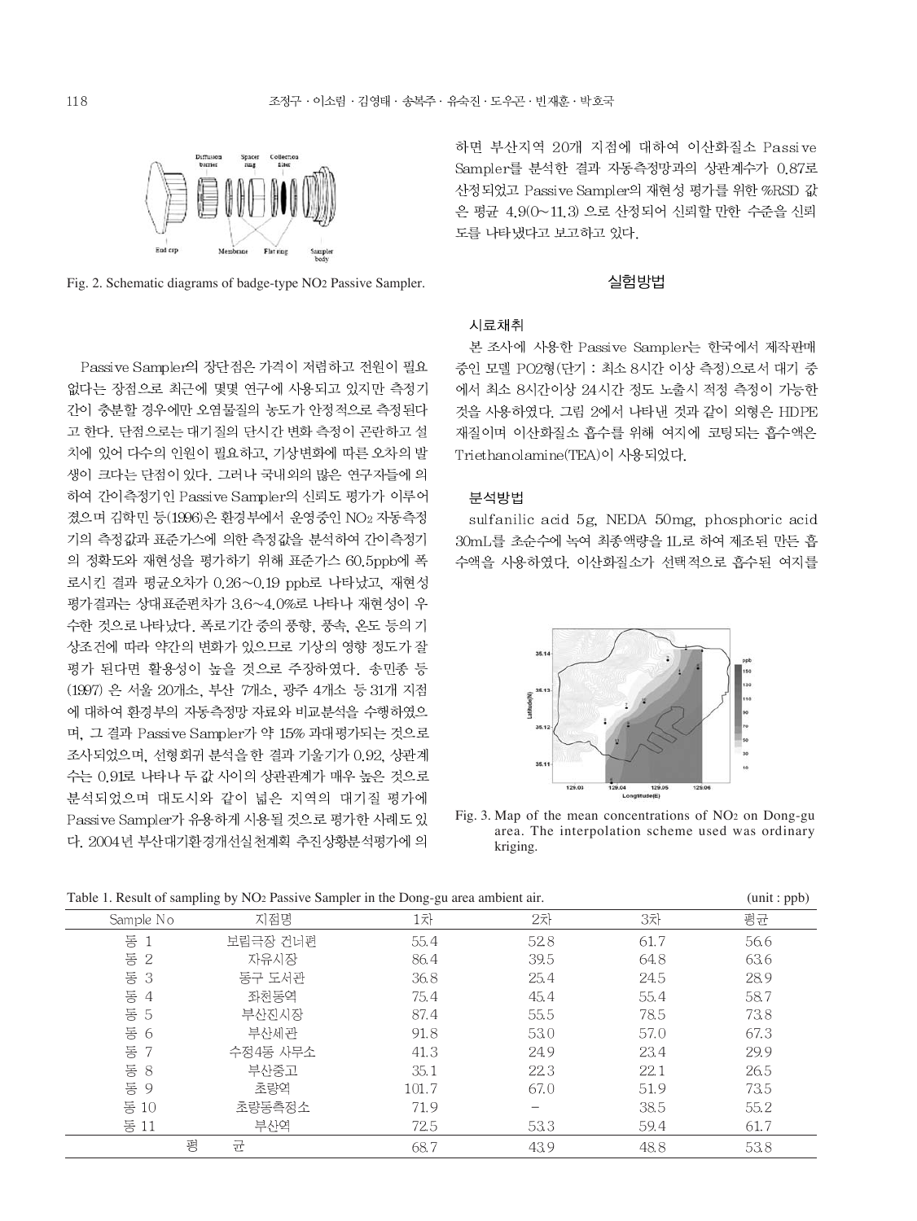Fig. 2. Schematic diagrams of badge-type $NO_2$ Passive Sampler.

Passive Sampler의 장단점은 가격이 저렴하고 전원이 필요 없다는 장점으로 최근에 몇몇 연구에 사용되고 있지만 측정기간이 충분할 경우에만 오염물질의 농도가 안정적으로 측정된다고 한다. 단점으로는 대기질의 단시간 변화 측정이 곤란하고 설치에 있어 다수의 인원이 필요하고, 기상변화에 따른 오차의 발생이 크다는 단점이 있다. 그러나 국내외의 많은 연구자들에 의하여 간이측정기인 Passive Sampler의 신뢰도 평가가 이루어졌으며 김학민 등(1996)은 환경부에서 운영중인 $NO_2$ 자동측정기의 측정값과 표준가스에 의한 측정값을 분석하여 간이측정기의 정확도와 재현성을 평가하기 위해 표준가스 60.5ppb에 폭로시킨 결과 평균오차가 0.26~0.19 ppb로 나타났고, 재현성 평가결과는 상대표준편차가 3.6~4.0%로 나타나 재현성이 우수한 것으로 나타났다. 폭로기간 중의 풍향, 풍속, 온도 등의 기상조건에 따라 약간의 변화가 있으므로 기상의 영향 정도가 잘 평가 된다면 활용성이 높을 것으로 주장하였다. 송민종 등(1997) 은 서울 20개소, 부산 7개소, 광주 4개소 등 31개 지점에 대하여 환경부의 자동측정망 자료와 비교분석을 수행하였으며, 그 결과 Passive Sampler가 약 15% 과대평가되는 것으로 조사되었으며, 선형회귀 분석을 한 결과 기울기가 0.92, 상관계수는 0.91로 나타나 두 값 사이의 상관관계가 매우 높은 것으로 분석되었으며 대도시와 같이 넓은 지역의 대기질 평가에 Passive Sampler가 유용하게 사용될 것으로 평가한 사례도 있다. 2004년 부산대기환경개선실천계획 추진상황분석평가에 의하면 부산지역 20개 지점에 대하여 이산화질소 Passive Sampler를 분석한 결과 자동측정망과의 상관계수가 0.87로 산정되었고 Passive Sampler의 재현성 평가를 위한 %RSD 값은 평균 4.9(0~11.3) 으로 산정되어 신뢰할 만한 수준을 신뢰도를 나타냈다고 보고하고 있다.

## 실험방법

### 시료채취

본 조사에 사용한 Passive Sampler는 한국에서 제작판매중인 모델 PO2형(단기 : 최소 8시간 이상 측정)으로서 대기 중에서 최소 8시간이상 24시간 정도 노출시 적정 측정이 가능한 것을 사용하였다. 그림 2에서 나타낸 것과 같이 외형은 HDPE 재질이며 이산화질소 흡수를 위해 여지에 코팅되는 흡수액은 Triethanolamine(TEA)이 사용되었다.

### 분석방법

sulfanilic acid 5g, NEDA 50mg, phosphoric acid 30mL를 초순수에 녹여 최종액량을 1L로 하여 제조된 만든 흡수액을 사용하였다. 이산화질소가 선택적으로 흡수된 여지를

Fig. 3. Map of the mean concentrations of $NO_2$ on Dong-gu area. The interpolation scheme used was ordinary kriging.

Table 1. Result of sampling by $NO_2$ Passive Sampler in the Dong-gu area ambient air. (unit : ppb)

| Sample No | 지점명 | 1차 | 2차 | 3차 | 평균 |
|---|---|---|---|---|---|
| 동 1 | 보림극장 건너편 | 55.4 | 52.8 | 61.7 | 56.6 |
| 동 2 | 자유시장 | 86.4 | 39.5 | 64.8 | 63.6 |
| 동 3 | 동구 도서관 | 36.8 | 25.4 | 24.5 | 28.9 |
| 동 4 | 좌천동역 | 75.4 | 45.4 | 55.4 | 58.7 |
| 동 5 | 부산진시장 | 87.4 | 55.5 | 78.5 | 73.8 |
| 동 6 | 부산세관 | 91.8 | 53.0 | 57.0 | 67.3 |
| 동 7 | 수정4동 사무소 | 41.3 | 24.9 | 23.4 | 29.9 |
| 동 8 | 부산중고 | 35.1 | 22.3 | 22.1 | 26.5 |
| 동 9 | 초량역 | 101.7 | 67.0 | 51.9 | 73.5 |
| 동 10 | 초량동측정소 | 71.9 | - | 38.5 | 55.2 |
| 동 11 | 부산역 | 72.5 | 53.3 | 59.4 | 61.7 |
| 평 균 | | 68.7 | 43.9 | 48.8 | 53.8 |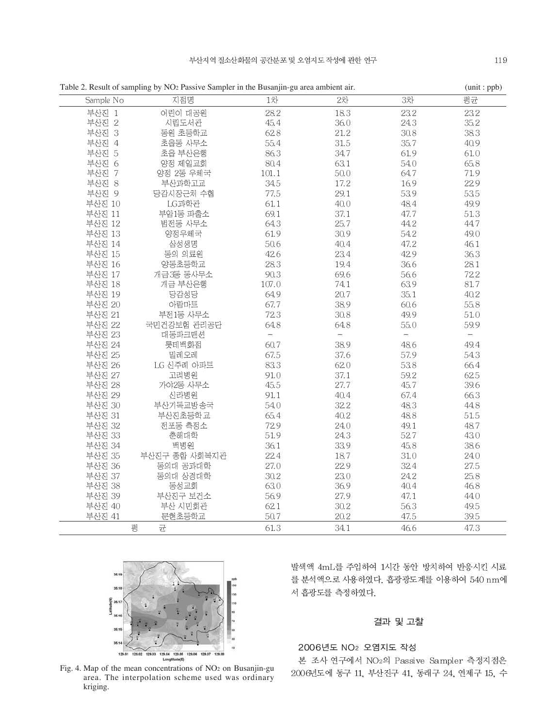Table 2. Result of sampling by $NO_2$ Passive Sampler in the Busanjin-gu area ambient air. (unit : ppb)

| Sample No | 지점명 | 1차 | 2차 | 3차 | 평균 |
|---|---|---|---|---|---|
| 부산진 1 | 어린이 대공원 | 28.2 | 18.3 | 23.2 | 23.2 |
| 부산진 2 | 시립도서관 | 45.4 | 36.0 | 24.3 | 35.2 |
| 부산진 3 | 동원 초등학교 | 62.8 | 21.2 | 30.8 | 38.3 |
| 부산진 4 | 초읍동 사무소 | 55.4 | 31.5 | 35.7 | 40.9 |
| 부산진 5 | 초읍 부산은행 | 86.3 | 34.7 | 61.9 | 61.0 |
| 부산진 6 | 양정 제일교회 | 80.4 | 63.1 | 54.0 | 65.8 |
| 부산진 7 | 양정 2동 우체국 | 101.1 | 50.0 | 64.7 | 71.9 |
| 부산진 8 | 부산과학고교 | 34.5 | 17.2 | 16.9 | 22.9 |
| 부산진 9 | 당감시장근처 수협 | 77.5 | 29.1 | 53.9 | 53.5 |
| 부산진 10 | LG과학관 | 61.1 | 40.0 | 48.4 | 49.9 |
| 부산진 11 | 부암1동 파출소 | 69.1 | 37.1 | 47.7 | 51.3 |
| 부산진 12 | 범전동 사무소 | 64.3 | 25.7 | 44.2 | 44.7 |
| 부산진 13 | 양정우체국 | 61.9 | 30.9 | 54.2 | 49.0 |
| 부산진 14 | 삼성생명 | 50.6 | 40.4 | 47.2 | 46.1 |
| 부산진 15 | 동의 의료원 | 42.6 | 23.4 | 42.9 | 36.3 |
| 부산진 16 | 양동초등학교 | 28.3 | 19.4 | 36.6 | 28.1 |
| 부산진 17 | 개금3동 동사무소 | 90.3 | 69.6 | 56.6 | 72.2 |
| 부산진 18 | 개금 부산은행 | 107.0 | 74.1 | 63.9 | 81.7 |
| 부산진 19 | 당감성당 | 64.9 | 20.7 | 35.1 | 40.2 |
| 부산진 20 | 아람마트 | 67.7 | 38.9 | 60.6 | 55.8 |
| 부산진 21 | 부전1동 사무소 | 72.3 | 30.8 | 49.9 | 51.0 |
| 부산진 22 | 국민건강보험 관리공단 | 64.8 | 64.8 | 55.0 | 59.9 |
| 부산진 23 | 대동파크맨션 | - | - | - | - |
| 부산진 24 | 롯데백화점 | 60.7 | 38.9 | 48.6 | 49.4 |
| 부산진 25 | 밀레오레 | 67.5 | 37.6 | 57.9 | 54.3 |
| 부산진 26 | LG 신주례 아파트 | 83.3 | 62.0 | 53.8 | 66.4 |
| 부산진 27 | 고려병원 | 91.0 | 37.1 | 59.2 | 62.5 |
| 부산진 28 | 가야2동 사무소 | 45.5 | 27.7 | 45.7 | 39.6 |
| 부산진 29 | 신라병원 | 91.1 | 40.4 | 67.4 | 66.3 |
| 부산진 30 | 부산기독교방송국 | 54.0 | 32.2 | 48.3 | 44.8 |
| 부산진 31 | 부산진초등학교 | 65.4 | 40.2 | 48.8 | 51.5 |
| 부산진 32 | 전포동 측정소 | 72.9 | 24.0 | 49.1 | 48.7 |
| 부산진 33 | 춘해대학 | 51.9 | 24.3 | 52.7 | 43.0 |
| 부산진 34 | 백병원 | 36.1 | 33.9 | 45.8 | 38.6 |
| 부산진 35 | 부산진구 종합 사회복지관 | 22.4 | 18.7 | 31.0 | 24.0 |
| 부산진 36 | 동의대 공과대학 | 27.0 | 22.9 | 32.4 | 27.5 |
| 부산진 37 | 동의대 상경대학 | 30.2 | 23.0 | 24.2 | 25.8 |
| 부산진 38 | 동성교회 | 63.0 | 36.9 | 40.4 | 46.8 |
| 부산진 39 | 부산진구 보건소 | 56.9 | 27.9 | 47.1 | 44.0 |
| 부산진 40 | 부산 시민회관 | 62.1 | 30.2 | 56.3 | 49.5 |
| 부산진 41 | 문현초등학교 | 50.7 | 20.2 | 47.5 | 39.5 |
| 평 균 | | 61.3 | 34.1 | 46.6 | 47.3 |

Fig. 4. Map of the mean concentrations of $NO_2$ on Busanjin-gu area. The interpolation scheme used was ordinary kriging.

발색액 4mL를 주입하여 1시간 동안 방치하여 반응시킨 시료를 분석액으로 사용하였다. 흡광광도계를 이용하여 540 nm에서 흡광도를 측정하였다.

## 결과 및 고찰

### 2006년도 $NO_2$ 오염지도 작성

본 조사 연구에서 $NO_2$의 Passive Sampler 측정지점은 2006년도에 동구 11, 부산진구 41, 동래구 24, 연제구 15, 수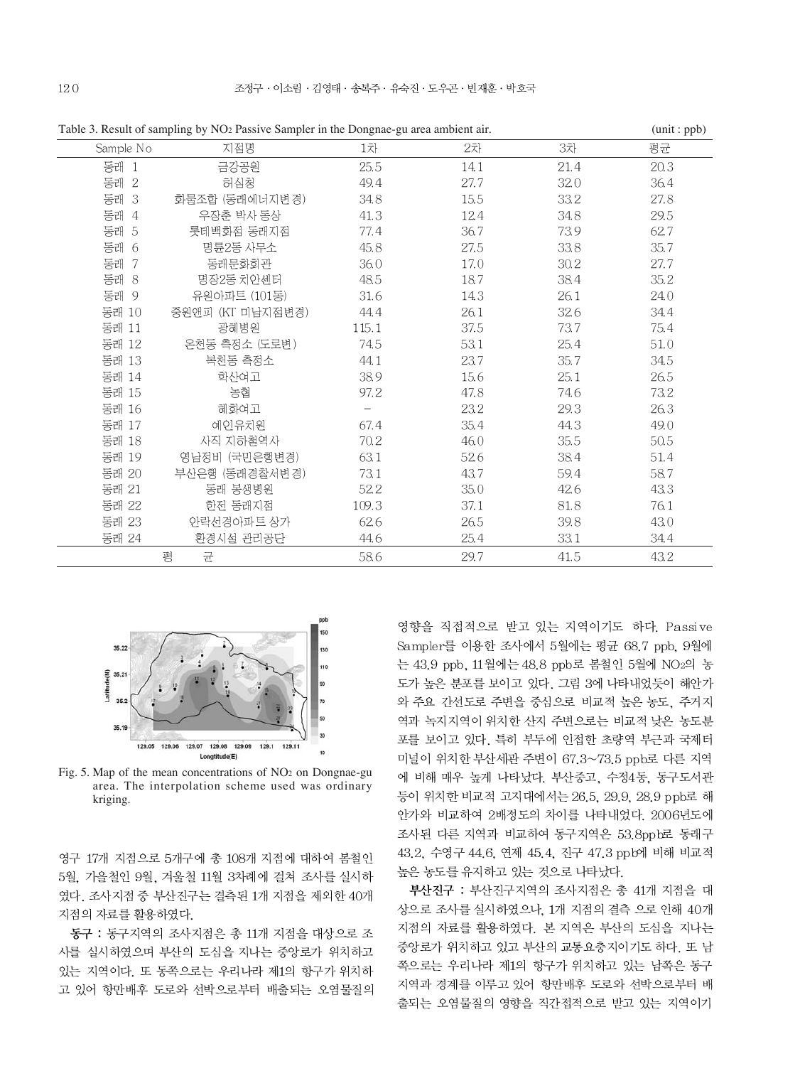Table 3. Result of sampling by $NO_2$ Passive Sampler in the Dongnae-gu area ambient air. (unit : ppb)

| Sample No | 지점명 | 1차 | 2차 | 3차 | 평균 |
|---|---|---|---|---|---|
| 동래 1 | 금강공원 | 25.5 | 14.1 | 21.4 | 20.3 |
| 동래 2 | 허심청 | 49.4 | 27.7 | 32.0 | 36.4 |
| 동래 3 | 화물조합 (동래에너지변경) | 34.8 | 15.5 | 33.2 | 27.8 |
| 동래 4 | 우장춘 박사 동상 | 41.3 | 12.4 | 34.8 | 29.5 |
| 동래 5 | 롯데백화점 동래지점 | 77.4 | 36.7 | 73.9 | 62.7 |
| 동래 6 | 명륜2동 사무소 | 45.8 | 27.5 | 33.8 | 35.7 |
| 동래 7 | 동래문화회관 | 36.0 | 17.0 | 30.2 | 27.7 |
| 동래 8 | 명장2동 치안센터 | 48.5 | 18.7 | 38.4 | 35.2 |
| 동래 9 | 유원아파트 (101동) | 31.6 | 14.3 | 26.1 | 24.0 |
| 동래 10 | 중원앤피 (KT 미남지점변경) | 44.4 | 26.1 | 32.6 | 34.4 |
| 동래 11 | 광혜병원 | 115.1 | 37.5 | 73.7 | 75.4 |
| 동래 12 | 온천동 측정소 (도로변) | 74.5 | 53.1 | 25.4 | 51.0 |
| 동래 13 | 복천동 측정소 | 44.1 | 23.7 | 35.7 | 34.5 |
| 동래 14 | 학산여고 | 38.9 | 15.6 | 25.1 | 26.5 |
| 동래 15 | 농협 | 97.2 | 47.8 | 74.6 | 73.2 |
| 동래 16 | 혜화여고 | - | 23.2 | 29.3 | 26.3 |
| 동래 17 | 예인유치원 | 67.4 | 35.4 | 44.3 | 49.0 |
| 동래 18 | 사직 지하철역사 | 70.2 | 46.0 | 35.5 | 50.5 |
| 동래 19 | 영남정비 (국민은행변경) | 63.1 | 52.6 | 38.4 | 51.4 |
| 동래 20 | 부산은행 (동래경찰서변경) | 73.1 | 43.7 | 59.4 | 58.7 |
| 동래 21 | 동래 봉생병원 | 52.2 | 35.0 | 42.6 | 43.3 |
| 동래 22 | 한전 동래지점 | 109.3 | 37.1 | 81.8 | 76.1 |
| 동래 23 | 안락선경아파트 상가 | 62.6 | 26.5 | 39.8 | 43.0 |
| 동래 24 | 환경시설 관리공단 | 44.6 | 25.4 | 33.1 | 34.4 |
| 평 균 | | 58.6 | 29.7 | 41.5 | 43.2 |

Fig. 5. Map of the mean concentrations of $NO_2$ on Dongnae-gu area. The interpolation scheme used was ordinary kriging.

영구 17개 지점으로 5개구에 총 108개 지점에 대하여 봄철인 5월, 가을철인 9월, 겨울철 11월 3차례에 걸쳐 조사를 실시하였다. 조사지점 중 부산진구는 결측된 1개 지점을 제외한 40개 지점의 자료를 활용하였다.

**동구** : 동구지역의 조사지점은 총 11개 지점을 대상으로 조사를 실시하였으며 부산의 도심을 지나는 중앙로가 위치하고 있는 지역이다. 또 동쪽으로는 우리나라 제1의 항구가 위치하고 있어 항만배후 도로와 선박으로부터 배출되는 오염물질의 영향을 직접적으로 받고 있는 지역이기도 하다. Passive Sampler를 이용한 조사에서 5월에는 평균 68.7 ppb, 9월에는 43.9 ppb, 11월에는 48.8 ppb로 봄철인 5월에 $NO_2$의 농도가 높은 분포를 보이고 있다. 그림 3에 나타내었듯이 해안가와 주요 간선도로 주변을 중심으로 비교적 높은 농도, 주거지역과 녹지지역이 위치한 산지 주변으로는 비교적 낮은 농도분포를 보이고 있다. 특히 부두에 인접한 초량역 부근과 국제터미널이 위치한 부산세관 주변이 67.3~73.5 ppb로 다른 지역에 비해 매우 높게 나타났다. 부산중고, 수정4동, 동구도서관 등이 위치한 비교적 고지대에서는 26.5, 29.9, 28.9 ppb로 해안가와 비교하여 2배정도의 차이를 나타내었다. 2006년도에 조사된 다른 지역과 비교하여 동구지역은 53.8ppb로 동래구 43.2, 수영구 44.6, 연제 45.4, 진구 47.3 ppb에 비해 비교적 높은 농도를 유지하고 있는 것으로 나타났다.

**부산진구** : 부산진구지역의 조사지점은 총 41개 지점을 대상으로 조사를 실시하였으나, 1개 지점의 결측 으로 인해 40개 지점의 자료를 활용하였다. 본 지역은 부산의 도심을 지나는 중앙로가 위치하고 있고 부산의 교통요충지이기도 하다. 또 남쪽으로는 우리나라 제1의 항구가 위치하고 있는 남쪽은 동구지역과 경계를 이루고 있어 항만배후 도로와 선박으로부터 배출되는 오염물질의 영향을 직간접적으로 받고 있는 지역이기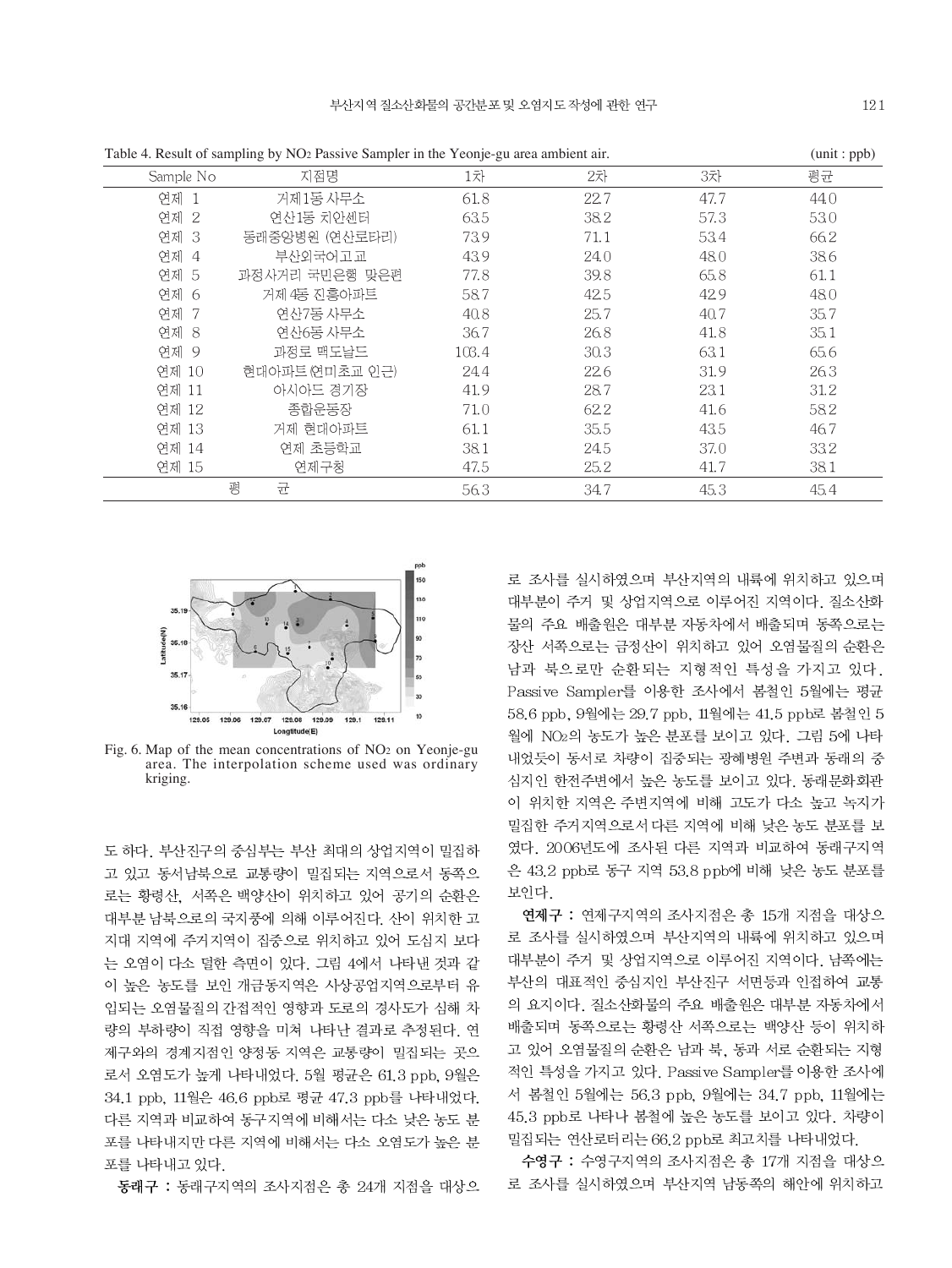Table 4. Result of sampling by $NO_2$ Passive Sampler in the Yeonje-gu area ambient air. (unit : ppb)

| Sample No | 지점명 | 1차 | 2차 | 3차 | 평균 |
|---|---|---|---|---|---|
| 연제 1 | 거제1동 사무소 | 61.8 | 22.7 | 47.7 | 44.0 |
| 연제 2 | 연산1동 치안센터 | 63.5 | 38.2 | 57.3 | 53.0 |
| 연제 3 | 동래중앙병원 (연산로타리) | 73.9 | 71.1 | 53.4 | 66.2 |
| 연제 4 | 부산외국어고교 | 43.9 | 24.0 | 48.0 | 38.6 |
| 연제 5 | 과정사거리 국민은행 맞은편 | 77.8 | 39.8 | 65.8 | 61.1 |
| 연제 6 | 거제4동 진흥아파트 | 58.7 | 42.5 | 42.9 | 48.0 |
| 연제 7 | 연산7동 사무소 | 40.8 | 25.7 | 40.7 | 35.7 |
| 연제 8 | 연산6동 사무소 | 36.7 | 26.8 | 41.8 | 35.1 |
| 연제 9 | 과정로 맥도날드 | 103.4 | 30.3 | 63.1 | 65.6 |
| 연제 10 | 현대아파트(연미초교 인근) | 24.4 | 22.6 | 31.9 | 26.3 |
| 연제 11 | 아시아드 경기장 | 41.9 | 28.7 | 23.1 | 31.2 |
| 연제 12 | 종합운동장 | 71.0 | 62.2 | 41.6 | 58.2 |
| 연제 13 | 거제 현대아파트 | 61.1 | 35.5 | 43.5 | 46.7 |
| 연제 14 | 연제 초등학교 | 38.1 | 24.5 | 37.0 | 33.2 |
| 연제 15 | 연제구청 | 47.5 | 25.2 | 41.7 | 38.1 |
| 평균 | | 56.3 | 34.7 | 45.3 | 45.4 |

Fig. 6. Map of the mean concentrations of $NO_2$ on Yeonje-gu area. The interpolation scheme used was ordinary kriging.

도 하다. 부산진구의 중심부는 부산 최대의 상업지역이 밀집하고 있고 동서남북으로 교통량이 밀집되는 지역으로서 동쪽으로는 황령산, 서쪽은 백양산이 위치하고 있어 공기의 순환은 대부분 남북으로의 국지풍에 의해 이루어진다. 산이 위치한 고지대 지역에 주거지역이 집중으로 위치하고 있어 도심지 보다는 오염이 다소 덜한 측면이 있다. 그림 4에서 나타낸 것과 같이 높은 농도를 보인 개금동지역은 사상공업지역으로부터 유입되는 오염물질의 간접적인 영향과 도로의 경사도가 심해 차량의 부하량이 직접 영향을 미쳐 나타난 결과로 추정된다. 연제구와의 경계지점인 양정동 지역은 교통량이 밀집되는 곳으로서 오염도가 높게 나타내었다. 5월 평균은 61.3 ppb, 9월은 34.1 ppb, 11월은 46.6 ppb로 평균 47.3 ppb를 나타내었다. 다른 지역과 비교하여 동구지역에 비해서는 다소 낮은 농도 분포를 나타내지만 다른 지역에 비해서는 다소 오염도가 높은 분포를 나타내고 있다.

**동래구 :** 동래구지역의 조사지점은 총 24개 지점을 대상으로 조사를 실시하였으며 부산지역의 내륙에 위치하고 있으며 대부분이 주거 및 상업지역으로 이루어진 지역이다. 질소산화물의 주요 배출원은 대부분 자동차에서 배출되며 동쪽으로는 장산 서쪽으로는 금정산이 위치하고 있어 오염물질의 순환은 남과 북으로만 순환되는 지형적인 특성을 가지고 있다. Passive Sampler를 이용한 조사에서 봄철인 5월에는 평균 58.6 ppb, 9월에는 29.7 ppb, 11월에는 41.5 ppb로 봄철인 5월에 $NO_2$의 농도가 높은 분포를 보이고 있다. 그림 5에 나타내었듯이 동서로 차량이 집중되는 광혜병원 주변과 동래의 중심지인 한전주변에서 높은 농도를 보이고 있다. 동래문화회관이 위치한 지역은 주변지역에 비해 고도가 다소 높고 녹지가 밀집한 주거지역으로서 다른 지역에 비해 낮은 농도 분포를 보였다. 2006년도에 조사된 다른 지역과 비교하여 동래구지역은 43.2 ppb로 동구 지역 53.8 ppb에 비해 낮은 농도 분포를 보인다.

**연제구 :** 연제구지역의 조사지점은 총 15개 지점을 대상으로 조사를 실시하였으며 부산지역의 내륙에 위치하고 있으며 대부분이 주거 및 상업지역으로 이루어진 지역이다. 남쪽에는 부산의 대표적인 중심지인 부산진구 서면등과 인접하여 교통의 요지이다. 질소산화물의 주요 배출원은 대부분 자동차에서 배출되며 동쪽으로는 황령산 서쪽으로는 백양산 등이 위치하고 있어 오염물질의 순환은 남과 북, 동과 서로 순환되는 지형적인 특성을 가지고 있다. Passive Sampler를 이용한 조사에서 봄철인 5월에는 56.3 ppb, 9월에는 34.7 ppb, 11월에는 45.3 ppb로 나타나 봄철에 높은 농도를 보이고 있다. 차량이 밀집되는 연산로터리는 66.2 ppb로 최고치를 나타내었다.

**수영구 :** 수영구지역의 조사지점은 총 17개 지점을 대상으로 조사를 실시하였으며 부산지역 남동쪽의 해안에 위치하고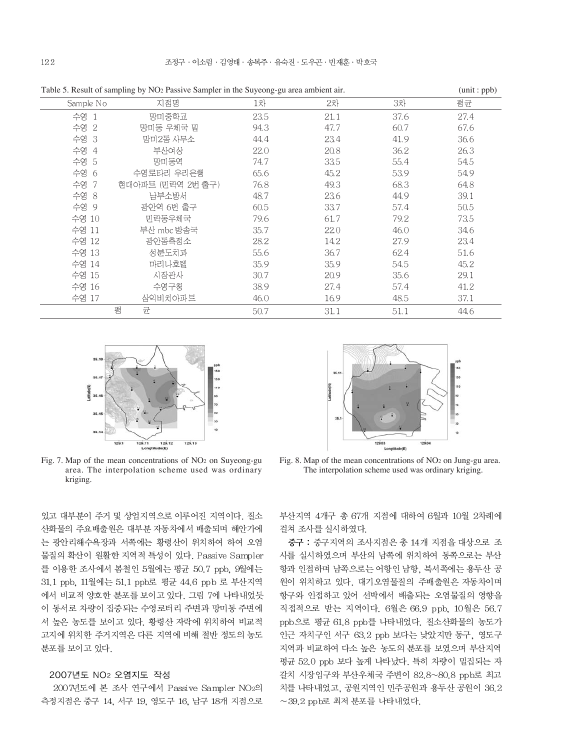Table 5. Result of sampling by $NO_2$ Passive Sampler in the Suyeong-gu area ambient air. (unit : ppb)

| Sample No | 지점명 | 1차 | 2차 | 3차 | 평균 |
|---|---|---|---|---|---|
| 수영 1 | 망미중학교 | 23.5 | 21.1 | 37.6 | 27.4 |
| 수영 2 | 망미동 우체국 밑 | 94.3 | 47.7 | 60.7 | 67.6 |
| 수영 3 | 망미2동 사무소 | 44.4 | 23.4 | 41.9 | 36.6 |
| 수영 4 | 부산여상 | 22.0 | 20.8 | 36.2 | 26.3 |
| 수영 5 | 망미동역 | 74.7 | 33.5 | 55.4 | 54.5 |
| 수영 6 | 수영로타리 우리은행 | 65.6 | 45.2 | 53.9 | 54.9 |
| 수영 7 | 현대아파트 (민락역 2번 출구) | 76.8 | 49.3 | 68.3 | 64.8 |
| 수영 8 | 남부소방서 | 48.7 | 23.6 | 44.9 | 39.1 |
| 수영 9 | 광안역 6번 출구 | 60.5 | 33.7 | 57.4 | 50.5 |
| 수영 10 | 민락동우체국 | 79.6 | 61.7 | 79.2 | 73.5 |
| 수영 11 | 부산 mbc 방송국 | 35.7 | 22.0 | 46.0 | 34.6 |
| 수영 12 | 광안동측정소 | 28.2 | 14.2 | 27.9 | 23.4 |
| 수영 13 | 성분도치과 | 55.6 | 36.7 | 62.4 | 51.6 |
| 수영 14 | 마리나호텔 | 35.9 | 35.9 | 54.5 | 45.2 |
| 수영 15 | 시장관사 | 30.7 | 20.9 | 35.6 | 29.1 |
| 수영 16 | 수영구청 | 38.9 | 27.4 | 57.4 | 41.2 |
| 수영 17 | 삼익비치아파트 | 46.0 | 16.9 | 48.5 | 37.1 |
| 평균 | | 50.7 | 31.1 | 51.1 | 44.6 |

Fig. 7. Map of the mean concentrations of $NO_2$ on Suyeong-gu area. The interpolation scheme used was ordinary kriging.

Fig. 8. Map of the mean concentrations of $NO_2$ on Jung-gu area. The interpolation scheme used was ordinary kriging.

있고 대부분이 주거 및 상업지역으로 이루어진 지역이다. 질소산화물의 주요배출원은 대부분 자동차에서 배출되며 해안가에는 광안리해수욕장과 서쪽에는 황령산이 위치하여 하여 오염물질의 확산이 원활한 지역적 특성이 있다. Passive Sampler를 이용한 조사에서 봄철인 5월에는 평균 50.7 ppb, 9월에는 31.1 ppb, 11월에는 51.1 ppb로 평균 44.6 ppb 로 부산지역에서 비교적 양호한 분포를 보이고 있다. 그림 7에 나타내었듯이 동서로 차량이 집중되는 수영로터리 주변과 망미동 주변에서 높은 농도를 보이고 있다. 황령산 자락에 위치하여 비교적 고지에 위치한 주거지역은 다른 지역에 비해 절반 정도의 농도 분포를 보이고 있다.

### 2007년도 $NO_2$ 오염지도 작성

2007년도에 본 조사 연구에서 Passive Sampler $NO_2$의 측정지점은 중구 14, 서구 19, 영도구 16, 남구 18개 지점으로 부산지역 4개구 총 67개 지점에 대하여 6월과 10월 2차례에 걸쳐 조사를 실시하였다.

**중구 :** 중구지역의 조사지점은 총 14개 지점을 대상으로 조사를 실시하였으며 부산의 남쪽에 위치하여 동쪽으로는 부산항과 인접하며 남쪽으로는 어항인 남항, 북서쪽에는 용두산 공원이 위치하고 있다. 대기오염물질의 주배출원은 자동차이며 항구와 인접하고 있어 선박에서 배출되는 오염물질의 영향을 직접적으로 받는 지역이다. 6월은 66.9 ppb, 10월은 56.7 ppb으로 평균 61.8 ppb를 나타내었다. 질소산화물의 농도가 인근 자치구인 서구 63.2 ppb 보다는 낮았지만 동구, 영도구 지역과 비교하여 다소 높은 농도의 분포를 보였으며 부산지역 평균 52.0 ppb 보다 높게 나타났다. 특히 차량이 밀집되는 자갈치 시장입구와 부산우체국 주변이 82.8~80.8 ppb로 최고치를 나타내었고, 공원지역인 민주공원과 용두산 공원이 36.2~39.2 ppb로 최저 분포를 나타내었다.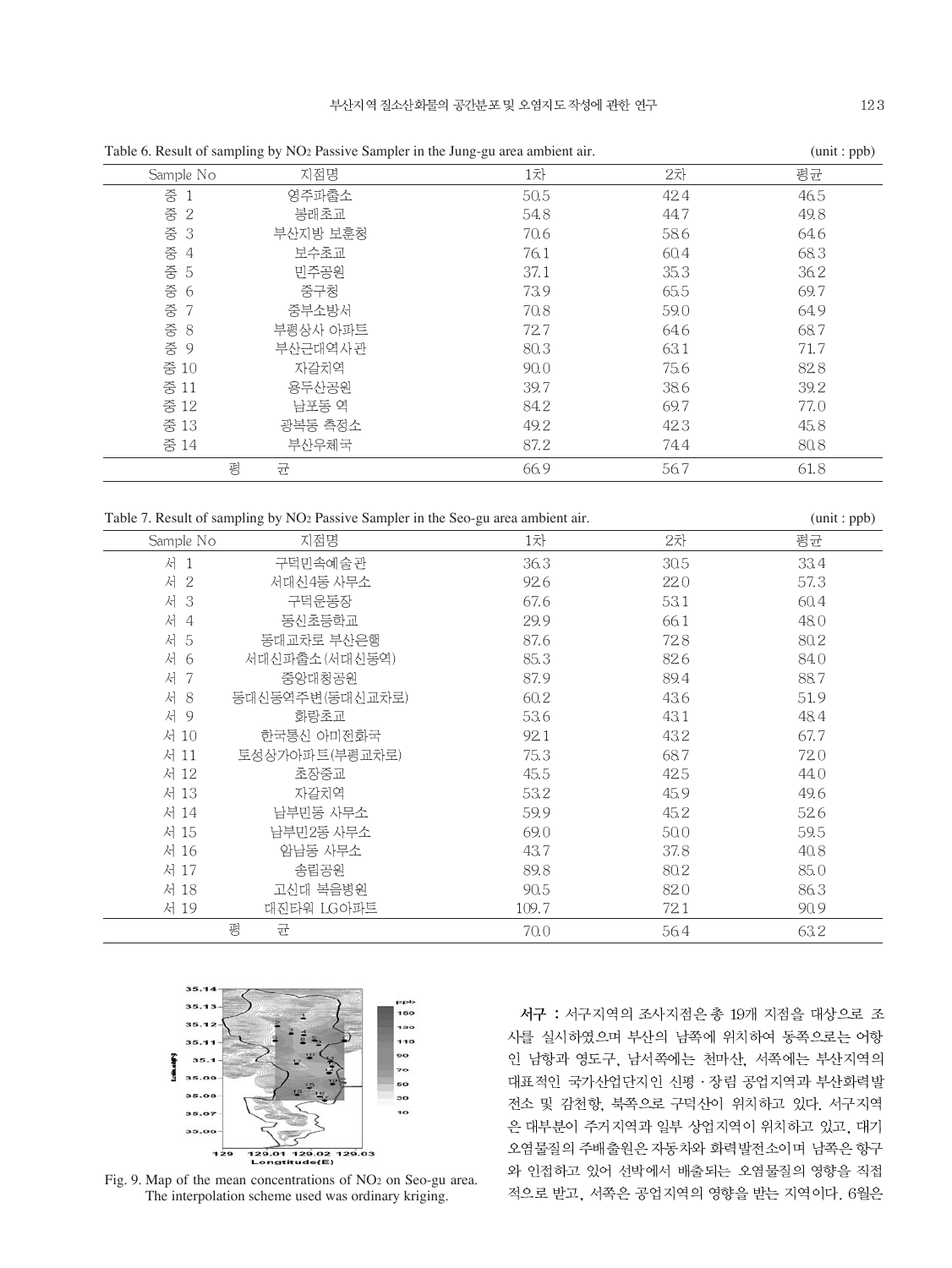Table 6. Result of sampling by $NO_2$ Passive Sampler in the Jung-gu area ambient air. (unit : ppb)

| Sample No | 지점명 | 1차 | 2차 | 평균 |
|---|---|---|---|---|
| 중 1 | 영주파출소 | 50.5 | 42.4 | 46.5 |
| 중 2 | 봉래초교 | 54.8 | 44.7 | 49.8 |
| 중 3 | 부산지방 보훈청 | 70.6 | 58.6 | 64.6 |
| 중 4 | 보수초교 | 76.1 | 60.4 | 68.3 |
| 중 5 | 민주공원 | 37.1 | 35.3 | 36.2 |
| 중 6 | 중구청 | 73.9 | 65.5 | 69.7 |
| 중 7 | 중부소방서 | 70.8 | 59.0 | 64.9 |
| 중 8 | 부평상사 아파트 | 72.7 | 64.6 | 68.7 |
| 중 9 | 부산근대역사관 | 80.3 | 63.1 | 71.7 |
| 중 10 | 자갈치역 | 90.0 | 75.6 | 82.8 |
| 중 11 | 용두산공원 | 39.7 | 38.6 | 39.2 |
| 중 12 | 남포동 역 | 84.2 | 69.7 | 77.0 |
| 중 13 | 광복동 측정소 | 49.2 | 42.3 | 45.8 |
| 중 14 | 부산우체국 | 87.2 | 74.4 | 80.8 |
| 평 균 | | 66.9 | 56.7 | 61.8 |

Table 7. Result of sampling by $NO_2$ Passive Sampler in the Seo-gu area ambient air. (unit : ppb)

| Sample No | 지점명 | 1차 | 2차 | 평균 |
|---|---|---|---|---|
| 서 1 | 구덕민속예술관 | 36.3 | 30.5 | 33.4 |
| 서 2 | 서대신4동 사무소 | 92.6 | 22.0 | 57.3 |
| 서 3 | 구덕운동장 | 67.6 | 53.1 | 60.4 |
| 서 4 | 동신초등학교 | 29.9 | 66.1 | 48.0 |
| 서 5 | 동대교차로 부산은행 | 87.6 | 72.8 | 80.2 |
| 서 6 | 서대신파출소(서대신동역) | 85.3 | 82.6 | 84.0 |
| 서 7 | 중앙대청공원 | 87.9 | 89.4 | 88.7 |
| 서 8 | 동대신동역주변(동대신교차로) | 60.2 | 43.6 | 51.9 |
| 서 9 | 화랑초교 | 53.6 | 43.1 | 48.4 |
| 서 10 | 한국통신 아미전화국 | 92.1 | 43.2 | 67.7 |
| 서 11 | 토성상가아파트(부평교차로) | 75.3 | 68.7 | 72.0 |
| 서 12 | 초장중교 | 45.5 | 42.5 | 44.0 |
| 서 13 | 자갈치역 | 53.2 | 45.9 | 49.6 |
| 서 14 | 남부민동 사무소 | 59.9 | 45.2 | 52.6 |
| 서 15 | 남부민2동 사무소 | 69.0 | 50.0 | 59.5 |
| 서 16 | 암남동 사무소 | 43.7 | 37.8 | 40.8 |
| 서 17 | 송림공원 | 89.8 | 80.2 | 85.0 |
| 서 18 | 고신대 복음병원 | 90.5 | 82.0 | 86.3 |
| 서 19 | 대진타워 LG아파트 | 109.7 | 72.1 | 90.9 |
| 평 균 | | 70.0 | 56.4 | 63.2 |

Fig. 9. Map of the mean concentrations of $NO_2$ on Seo-gu area. The interpolation scheme used was ordinary kriging.

**서구** : 서구지역의 조사지점은 총 19개 지점을 대상으로 조사를 실시하였으며 부산의 남쪽에 위치하여 동쪽으로는 어항인 남항과 영도구, 남서쪽에는 천마산, 서쪽에는 부산지역의 대표적인 국가산업단지인 신평 · 장림 공업지역과 부산화력발전소 및 감천항, 북쪽으로 구덕산이 위치하고 있다. 서구지역은 대부분이 주거지역과 일부 상업지역이 위치하고 있고, 대기오염물질의 주배출원은 자동차와 화력발전소이며 남쪽은 항구와 인접하고 있어 선박에서 배출되는 오염물질의 영향을 직접적으로 받고, 서쪽은 공업지역의 영향을 받는 지역이다. 6월은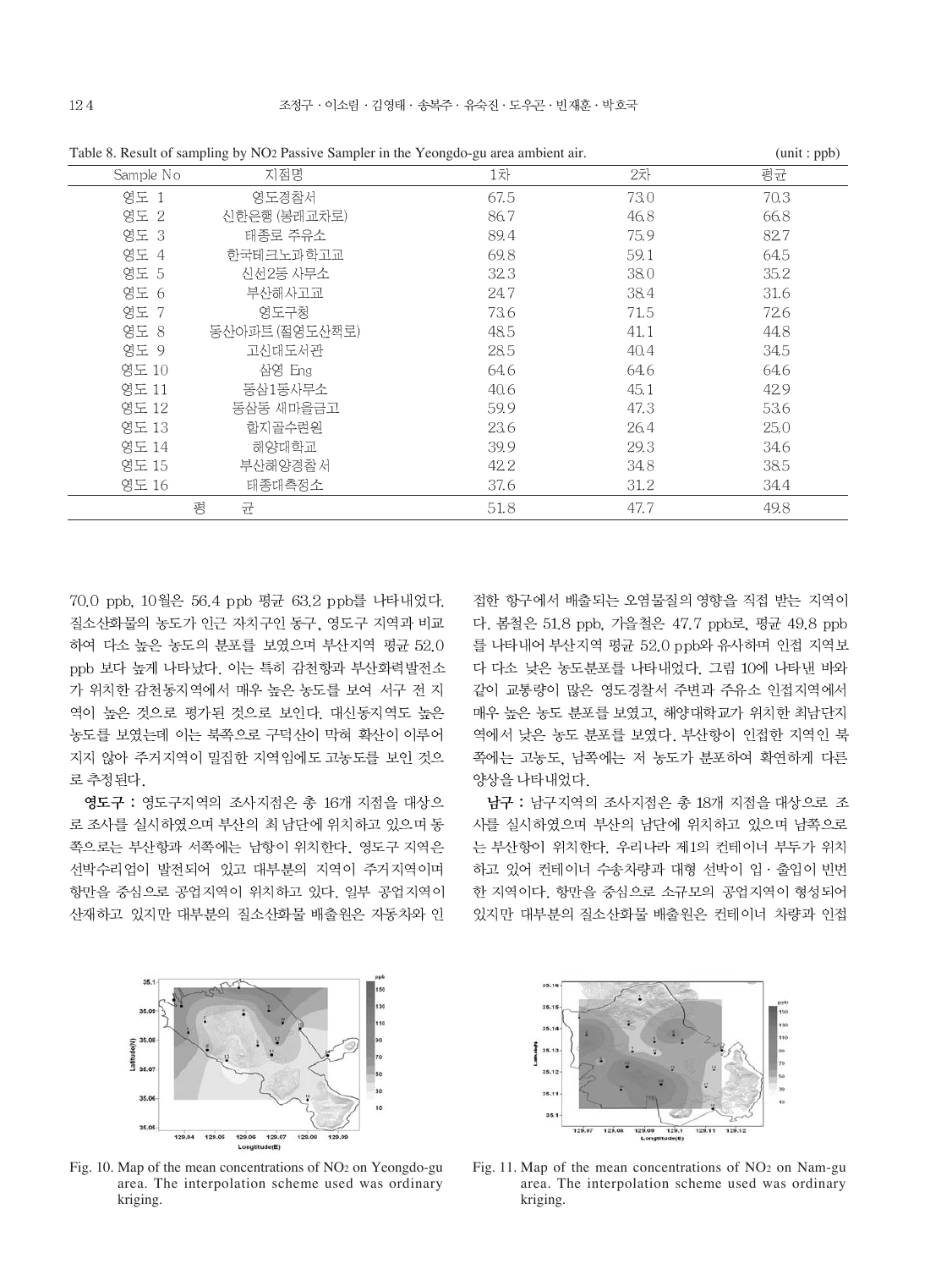Table 8. Result of sampling by $NO_2$ Passive Sampler in the Yeongdo-gu area ambient air. (unit : ppb)

| Sample No | 지점명 | 1차 | 2차 | 평균 |
|---|---|---|---|---|
| 영도 1 | 영도경찰서 | 67.5 | 73.0 | 70.3 |
| 영도 2 | 신한은행 (봉래교차로) | 86.7 | 46.8 | 66.8 |
| 영도 3 | 태종로 주유소 | 89.4 | 75.9 | 82.7 |
| 영도 4 | 한국테크노과학고교 | 69.8 | 59.1 | 64.5 |
| 영도 5 | 신선2동 사무소 | 32.3 | 38.0 | 35.2 |
| 영도 6 | 부산해사고교 | 24.7 | 38.4 | 31.6 |
| 영도 7 | 영도구청 | 73.6 | 71.5 | 72.6 |
| 영도 8 | 동산아파트(절영도산책로) | 48.5 | 41.1 | 44.8 |
| 영도 9 | 고신대도서관 | 28.5 | 40.4 | 34.5 |
| 영도 10 | 삼영 Eng | 64.6 | 64.6 | 64.6 |
| 영도 11 | 동삼1동사무소 | 40.6 | 45.1 | 42.9 |
| 영도 12 | 동삼동 새마을금고 | 59.9 | 47.3 | 53.6 |
| 영도 13 | 함지골수련원 | 23.6 | 26.4 | 25.0 |
| 영도 14 | 해양대학교 | 39.9 | 29.3 | 34.6 |
| 영도 15 | 부산해양경찰서 | 42.2 | 34.8 | 38.5 |
| 영도 16 | 태종대측정소 | 37.6 | 31.2 | 34.4 |
| 평균 | | 51.8 | 47.7 | 49.8 |

70.0 ppb, 10월은 56.4 ppb 평균 63.2 ppb를 나타내었다. 질소산화물의 농도가 인근 자치구인 동구, 영도구 지역과 비교하여 다소 높은 농도의 분포를 보였으며 부산지역 평균 52.0 ppb 보다 높게 나타났다. 이는 특히 감천항과 부산화력발전소가 위치한 감천동지역에서 매우 높은 농도를 보여 서구 전 지역이 높은 것으로 평가된 것으로 보인다. 대신동지역도 높은 농도를 보였는데 이는 북쪽으로 구덕산이 막혀 확산이 이루어지지 않아 주거지역이 밀집한 지역임에도 고농도를 보인 것으로 추정된다.

**영도구 :** 영도구지역의 조사지점은 총 16개 지점을 대상으로 조사를 실시하였으며 부산의 최 남단에 위치하고 있으며 동쪽으로는 부산항과 서쪽에는 남항이 위치한다. 영도구 지역은 선박수리업이 발전되어 있고 대부분의 지역이 주거지역이며 항만을 중심으로 공업지역이 위치하고 있다. 일부 공업지역이 산재하고 있지만 대부분의 질소산화물 배출원은 자동차와 인접한 항구에서 배출되는 오염물질의 영향을 직접 받는 지역이다. 봄철은 51.8 ppb, 가을철은 47.7 ppb로, 평균 49.8 ppb를 나타내어 부산지역 평균 52.0 ppb와 유사하며 인접 지역보다 다소 낮은 농도분포를 나타내었다. 그림 10에 나타낸 바와 같이 교통량이 많은 영도경찰서 주변과 주유소 인접지역에서 매우 높은 농도 분포를 보였고, 해양대학교가 위치한 최남단지역에서 낮은 농도 분포를 보였다. 부산항이 인접한 지역인 북쪽에는 고농도, 남쪽에는 저 농도가 분포하여 확연하게 다른 양상을 나타내었다.

**남구 :** 남구지역의 조사지점은 총 18개 지점을 대상으로 조사를 실시하였으며 부산의 남단에 위치하고 있으며 남쪽으로는 부산항이 위치한다. 우리나라 제1의 컨테이너 부두가 위치하고 있어 컨테이너 수송차량과 대형 선박이 입·출입이 빈번한 지역이다. 항만을 중심으로 소규모의 공업지역이 형성되어 있지만 대부분의 질소산화물 배출원은 컨테이너 차량과 인접

Fig. 10. Map of the mean concentrations of $NO_2$ on Yeongdo-gu area. The interpolation scheme used was ordinary kriging.

Fig. 11. Map of the mean concentrations of $NO_2$ on Nam-gu area. The interpolation scheme used was ordinary kriging.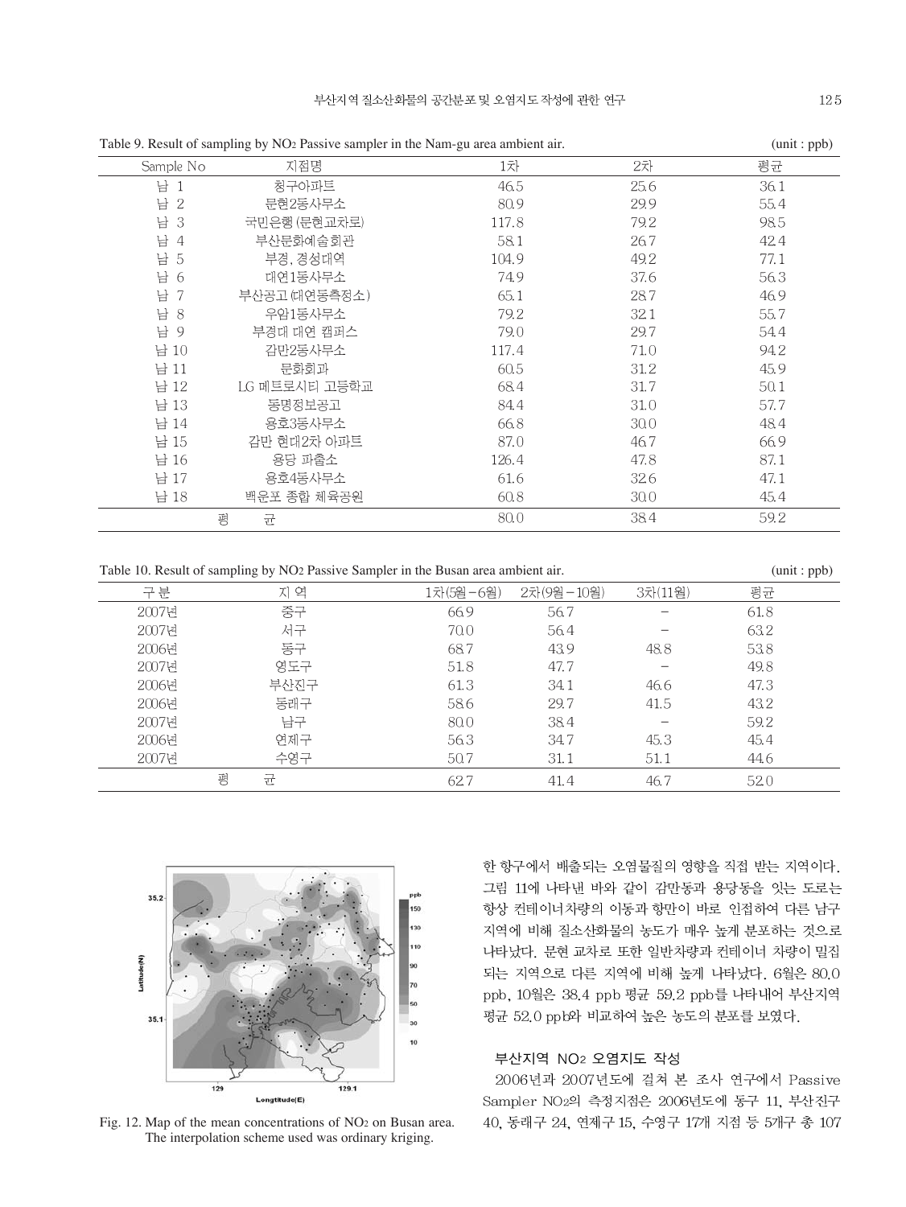Table 9. Result of sampling by $NO_2$ Passive sampler in the Nam-gu area ambient air. (unit : ppb)

| Sample No | 지점명 | 1차 | 2차 | 평균 |
|---|---|---|---|---|
| 남 1 | 청구아파트 | 46.5 | 25.6 | 36.1 |
| 남 2 | 문현2동사무소 | 80.9 | 29.9 | 55.4 |
| 남 3 | 국민은행(문현교차로) | 117.8 | 79.2 | 98.5 |
| 남 4 | 부산문화예술회관 | 58.1 | 26.7 | 42.4 |
| 남 5 | 부경, 경성대역 | 104.9 | 49.2 | 77.1 |
| 남 6 | 대연1동사무소 | 74.9 | 37.6 | 56.3 |
| 남 7 | 부산공고(대연동측정소) | 65.1 | 28.7 | 46.9 |
| 남 8 | 우암1동사무소 | 79.2 | 32.1 | 55.7 |
| 남 9 | 부경대 대연 캠퍼스 | 79.0 | 29.7 | 54.4 |
| 남 10 | 감만2동사무소 | 117.4 | 71.0 | 94.2 |
| 남 11 | 문화회관 | 60.5 | 31.2 | 45.9 |
| 남 12 | LG 메트로시티 고등학교 | 68.4 | 31.7 | 50.1 |
| 남 13 | 동명정보공고 | 84.4 | 31.0 | 57.7 |
| 남 14 | 용호3동사무소 | 66.8 | 30.0 | 48.4 |
| 남 15 | 감만 현대2차 아파트 | 87.0 | 46.7 | 66.9 |
| 남 16 | 용당 파출소 | 126.4 | 47.8 | 87.1 |
| 남 17 | 용호4동사무소 | 61.6 | 32.6 | 47.1 |
| 남 18 | 백운포 종합 체육공원 | 60.8 | 30.0 | 45.4 |
| 평 균 | | 80.0 | 38.4 | 59.2 |

Table 10. Result of sampling by $NO_2$ Passive Sampler in the Busan area ambient air. (unit : ppb)

| 구 분 | 지 역 | 1차(5월-6월) | 2차(9월-10월) | 3차(11월) | 평균 |
|---|---|---|---|---|---|
| 2007년 | 중구 | 66.9 | 56.7 | - | 61.8 |
| 2007년 | 서구 | 70.0 | 56.4 | - | 63.2 |
| 2006년 | 동구 | 68.7 | 43.9 | 48.8 | 53.8 |
| 2007년 | 영도구 | 51.8 | 47.7 | - | 49.8 |
| 2006년 | 부산진구 | 61.3 | 34.1 | 46.6 | 47.3 |
| 2006년 | 동래구 | 58.6 | 29.7 | 41.5 | 43.2 |
| 2007년 | 남구 | 80.0 | 38.4 | - | 59.2 |
| 2006년 | 연제구 | 56.3 | 34.7 | 45.3 | 45.4 |
| 2007년 | 수영구 | 50.7 | 31.1 | 51.1 | 44.6 |
| 평 균 | | 62.7 | 41.4 | 46.7 | 52.0 |

Fig. 12. Map of the mean concentrations of $NO_2$ on Busan area. The interpolation scheme used was ordinary kriging.

한 항구에서 배출되는 오염물질의 영향을 직접 받는 지역이다. 그림 11에 나타낸 바와 같이 감만동과 용당동을 잇는 도로는 항상 컨테이너차량의 이동과 항만이 바로 인접하여 다른 남구 지역에 비해 질소산화물의 농도가 매우 높게 분포하는 것으로 나타났다. 문현 교차로 또한 일반차량과 컨테이너 차량이 밀집되는 지역으로 다른 지역에 비해 높게 나타났다. 6월은 80.0 ppb, 10월은 38.4 ppb 평균 59.2 ppb를 나타내어 부산지역 평균 52.0 ppb와 비교하여 높은 농도의 분포를 보였다.

### 부산지역 $NO_2$ 오염지도 작성

2006년과 2007년도에 걸쳐 본 조사 연구에서 Passive Sampler $NO_2$의 측정지점은 2006년도에 동구 11, 부산진구 40, 동래구 24, 연제구 15, 수영구 17개 지점 등 5개구 총 107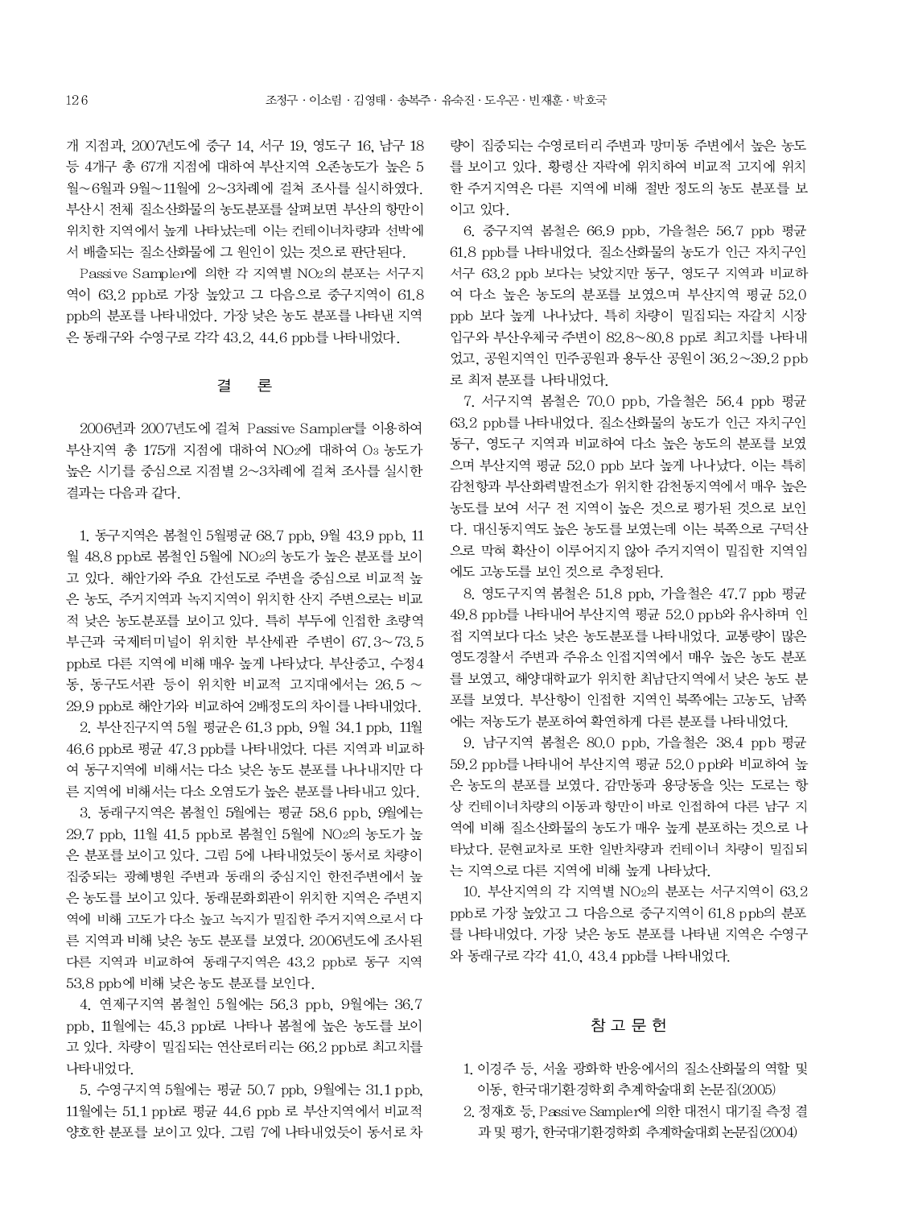개 지점과, 2007년도에 중구 14, 서구 19, 영도구 16, 남구 18 등 4개구 총 67개 지점에 대하여 부산지역 오존농도가 높은 5월~6월과 9월~11월에 2~3차례에 걸쳐 조사를 실시하였다. 부산시 전체 질소산화물의 농도분포를 살펴보면 부산의 항만이 위치한 지역에서 높게 나타났는데 이는 컨테이너차량과 선박에서 배출되는 질소산화물에 그 원인이 있는 것으로 판단된다.

Passive Sampler에 의한 각 지역별 $NO_2$의 분포는 서구지역이 63.2 ppb로 가장 높았고 그 다음으로 중구지역이 61.8 ppb의 분포를 나타내었다. 가장 낮은 농도 분포를 나타낸 지역은 동래구와 수영구로 각각 43.2, 44.6 ppb를 나타내었다.

## 결 론

2006년과 2007년도에 걸쳐 Passive Sampler를 이용하여 부산지역 총 175개 지점에 대하여 $NO_2$에 대하여 $O_3$ 농도가 높은 시기를 중심으로 지점별 2~3차례에 걸쳐 조사를 실시한 결과는 다음과 같다.

1. 동구지역은 봄철인 5월평균 68.7 ppb, 9월 43.9 ppb, 11월 48.8 ppb로 봄철인 5월에 $NO_2$의 농도가 높은 분포를 보이고 있다. 해안가와 주요 간선도로 주변을 중심으로 비교적 높은 농도, 주거지역과 녹지지역이 위치한 산지 주변으로는 비교적 낮은 농도분포를 보이고 있다. 특히 부두에 인접한 초량역 부근과 국제터미널이 위치한 부산세관 주변이 67.3~73.5 ppb로 다른 지역에 비해 매우 높게 나타났다. 부산중고, 수정4동, 동구도서관 등이 위치한 비교적 고지대에서는 26.5 ~ 29.9 ppb로 해안가와 비교하여 2배정도의 차이를 나타내었다.

2. 부산진구지역 5월 평균은 61.3 ppb, 9월 34.1 ppb, 11월 46.6 ppb로 평균 47.3 ppb를 나타내었다. 다른 지역과 비교하여 동구지역에 비해서는 다소 낮은 농도 분포를 나나내지만 다른 지역에 비해서는 다소 오염도가 높은 분포를 나타내고 있다.

3. 동래구지역은 봄철인 5월에는 평균 58.6 ppb, 9월에는 29.7 ppb, 11월 41.5 ppb로 봄철인 5월에 $NO_2$의 농도가 높은 분포를 보이고 있다. 그림 5에 나타내었듯이 동서로 차량이 집중되는 광혜병원 주변과 동래의 중심지인 한전주변에서 높은 농도를 보이고 있다. 동래문화회관이 위치한 지역은 주변지역에 비해 고도가 다소 높고 녹지가 밀집한 주거지역으로서 다른 지역과 비해 낮은 농도 분포를 보였다. 2006년도에 조사된 다른 지역과 비교하여 동래구지역은 43.2 ppb로 동구 지역 53.8 ppb에 비해 낮은 농도 분포를 보인다.

4. 연제구지역 봄철인 5월에는 56.3 ppb, 9월에는 36.7 ppb, 11월에는 45.3 ppb로 나타나 봄철에 높은 농도를 보이고 있다. 차량이 밀집되는 연산로터리는 66.2 ppb로 최고치를 나타내었다.

5. 수영구지역 5월에는 평균 50.7 ppb, 9월에는 31.1 ppb, 11월에는 51.1 ppb로 평균 44.6 ppb 로 부산지역에서 비교적 양호한 분포를 보이고 있다. 그림 7에 나타내었듯이 동서로 차량이 집중되는 수영로터리 주변과 망미동 주변에서 높은 농도를 보이고 있다. 황령산 자락에 위치하여 비교적 고지에 위치한 주거지역은 다른 지역에 비해 절반 정도의 농도 분포를 보이고 있다.

6. 중구지역 봄철은 66.9 ppb, 가을철은 56.7 ppb 평균 61.8 ppb를 나타내었다. 질소산화물의 농도가 인근 자치구인 서구 63.2 ppb 보다는 낮았지만 동구, 영도구 지역과 비교하여 다소 높은 농도의 분포를 보였으며 부산지역 평균 52.0 ppb 보다 높게 나나났다. 특히 차량이 밀집되는 자갈치 시장 입구와 부산우체국 주변이 82.8~80.8 pp로 최고치를 나타내었고, 공원지역인 민주공원과 용두산 공원이 36.2~39.2 ppb로 최저 분포를 나타내었다.

7. 서구지역 봄철은 70.0 ppb, 가을철은 56.4 ppb 평균 63.2 ppb를 나타내었다. 질소산화물의 농도가 인근 자치구인 동구, 영도구 지역과 비교하여 다소 높은 농도의 분포를 보였으며 부산지역 평균 52.0 ppb 보다 높게 나나났다. 이는 특히 감천항과 부산화력발전소가 위치한 감천동지역에서 매우 높은 농도를 보여 서구 전 지역이 높은 것으로 평가된 것으로 보인다. 대신동지역도 높은 농도를 보였는데 이는 북쪽으로 구덕산으로 막혀 확산이 이루어지지 않아 주거지역이 밀집한 지역임에도 고농도를 보인 것으로 추정된다.

8. 영도구지역 봄철은 51.8 ppb, 가을철은 47.7 ppb 평균 49.8 ppb를 나타내어 부산지역 평균 52.0 ppb와 유사하며 인접 지역보다 다소 낮은 농도분포를 나타내었다. 교통량이 많은 영도경찰서 주변과 주유소 인접지역에서 매우 높은 농도 분포를 보였고, 해양대학교가 위치한 최남단지역에서 낮은 농도 분포를 보였다. 부산항이 인접한 지역인 북쪽에는 고농도, 남쪽에는 저농도가 분포하여 확연하게 다른 분포를 나타내었다.

9. 남구지역 봄철은 80.0 ppb, 가을철은 38.4 ppb 평균 59.2 ppb를 나타내어 부산지역 평균 52.0 ppb와 비교하여 높은 농도의 분포를 보였다. 감만동과 용당동을 잇는 도로는 항상 컨테이너차량의 이동과 항만이 바로 인접하여 다른 남구 지역에 비해 질소산화물의 농도가 매우 높게 분포하는 것으로 나타났다. 문현교차로 또한 일반차량과 컨테이너 차량이 밀집되는 지역으로 다른 지역에 비해 높게 나타났다.

10. 부산지역의 각 지역별 $NO_2$의 분포는 서구지역이 63.2 ppb로 가장 높았고 그 다음으로 중구지역이 61.8 ppb의 분포를 나타내었다. 가장 낮은 농도 분포를 나타낸 지역은 수영구와 동래구로 각각 41.0, 43.4 ppb를 나타내었다.

## 참 고 문 헌

1. 이경주 등, 서울 광화학 반응에서의 질소산화물의 역할 및 이동, 한국대기환경학회 추계학술대회 논문집(2005)
2. 정재호 등, Passive Sampler에 의한 대전시 대기질 측정 결과 및 평가, 한국대기환경학회 추계학술대회 논문집(2004)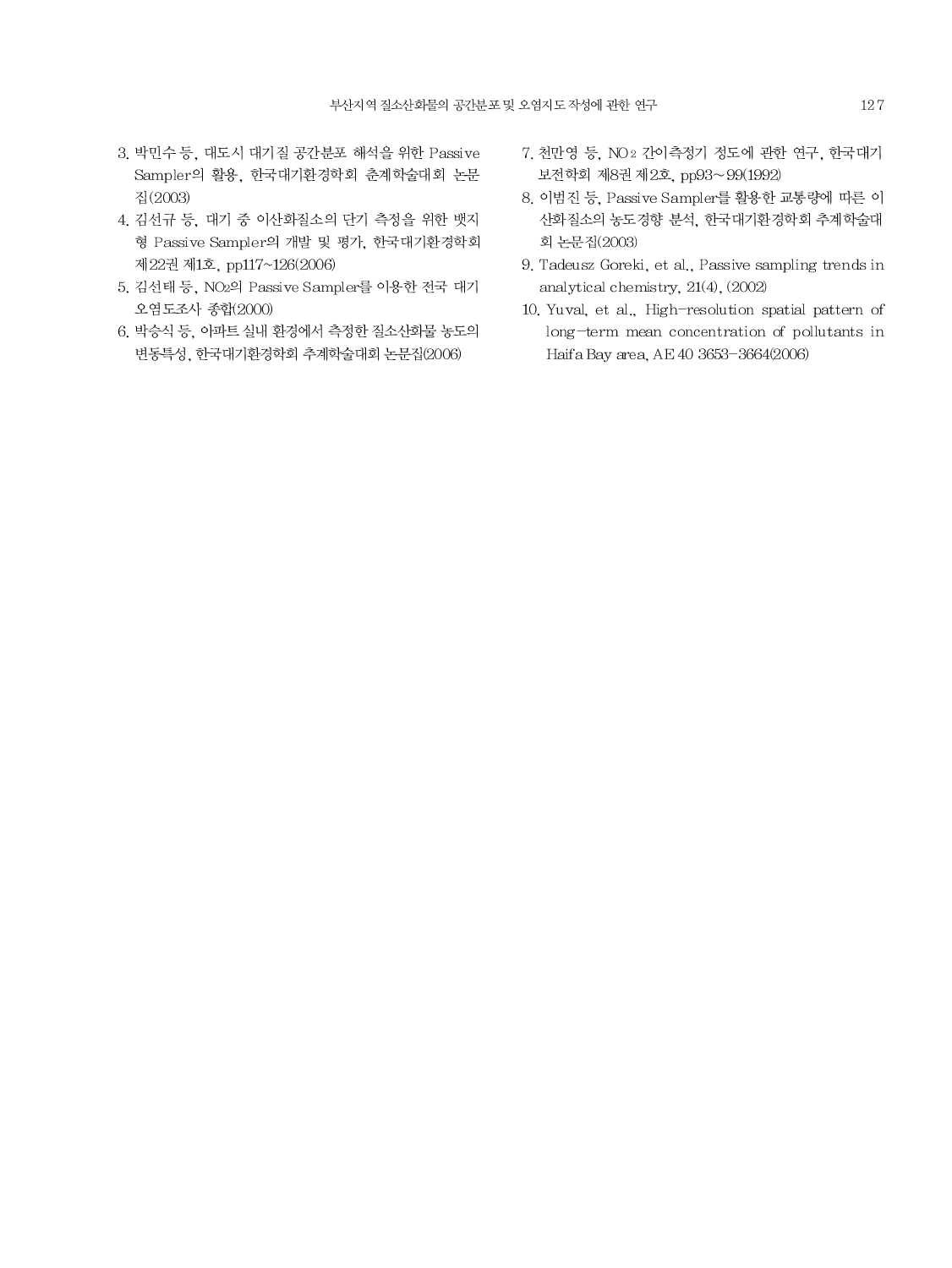3. 박민수 등, 대도시 대기질 공간분포 해석을 위한 Passive Sampler의 활용, 한국대기환경학회 춘계학술대회 논문집(2003)
4. 김선규 등, 대기 중 이산화질소의 단기 측정을 위한 뱃지형 Passive Sampler의 개발 및 평가, 한국대기환경학회 제22권 제1호, pp117~126(2006)
5. 김선태 등, $NO_2$의 Passive Sampler를 이용한 전국 대기오염도조사 종합(2000)
6. 박승식 등, 아파트 실내 환경에서 측정한 질소산화물 농도의 변동특성, 한국대기환경학회 추계학술대회 논문집(2006)
7. 천만영 등, $NO_2$ 간이측정기 정도에 관한 연구, 한국대기보전학회 제8권 제2호, pp93~99(1992)
8. 이범진 등, Passive Sampler를 활용한 교통량에 따른 이산화질소의 농도경향 분석, 한국대기환경학회 추계학술대회 논문집(2003)
9. Tadeusz Goreki, et al., Passive sampling trends in analytical chemistry, 21(4), (2002)
10. Yuval, et al., High-resolution spatial pattern of long-term mean concentration of pollutants in Haifa Bay area, AE 40 3653-3664(2006)